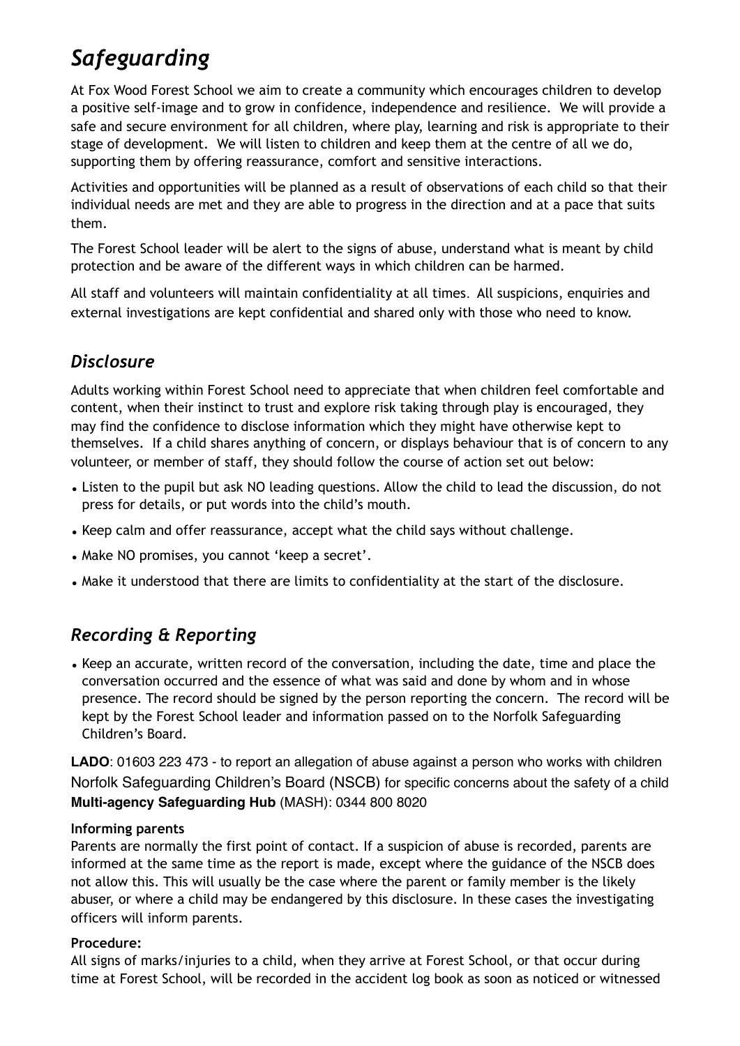# *Safeguarding*

At Fox Wood Forest School we aim to create a community which encourages children to develop a positive self-image and to grow in confidence, independence and resilience. We will provide a safe and secure environment for all children, where play, learning and risk is appropriate to their stage of development. We will listen to children and keep them at the centre of all we do, supporting them by offering reassurance, comfort and sensitive interactions.

Activities and opportunities will be planned as a result of observations of each child so that their individual needs are met and they are able to progress in the direction and at a pace that suits them.

The Forest School leader will be alert to the signs of abuse, understand what is meant by child protection and be aware of the different ways in which children can be harmed.

All staff and volunteers will maintain confidentiality at all times. All suspicions, enquiries and external investigations are kept confidential and shared only with those who need to know.

## *Disclosure*

Adults working within Forest School need to appreciate that when children feel comfortable and content, when their instinct to trust and explore risk taking through play is encouraged, they may find the confidence to disclose information which they might have otherwise kept to themselves. If a child shares anything of concern, or displays behaviour that is of concern to any volunteer, or member of staff, they should follow the course of action set out below:

- Listen to the pupil but ask NO leading questions. Allow the child to lead the discussion, do not press for details, or put words into the child's mouth.
- Keep calm and offer reassurance, accept what the child says without challenge.
- Make NO promises, you cannot 'keep a secret'.
- Make it understood that there are limits to confidentiality at the start of the disclosure.

## *Recording & Reporting*

- Keep an accurate, written record of the conversation, including the date, time and place the conversation occurred and the essence of what was said and done by whom and in whose presence. The record should be signed by the person reporting the concern. The record will be kept by the Forest School leader and information passed on to the Norfolk Safeguarding Children's Board.

**LADO**: 01603 223 473 - to report an allegation of abuse against a person who works with children
Norfolk Safeguarding Children's Board (NSCB) for specific concerns about the safety of a child
**Multi-agency Safeguarding Hub** (MASH): 0344 800 8020

**Informing parents**

Parents are normally the first point of contact. If a suspicion of abuse is recorded, parents are informed at the same time as the report is made, except where the guidance of the NSCB does not allow this. This will usually be the case where the parent or family member is the likely abuser, or where a child may be endangered by this disclosure. In these cases the investigating officers will inform parents.

**Procedure:**

All signs of marks/injuries to a child, when they arrive at Forest School, or that occur during time at Forest School, will be recorded in the accident log book as soon as noticed or witnessed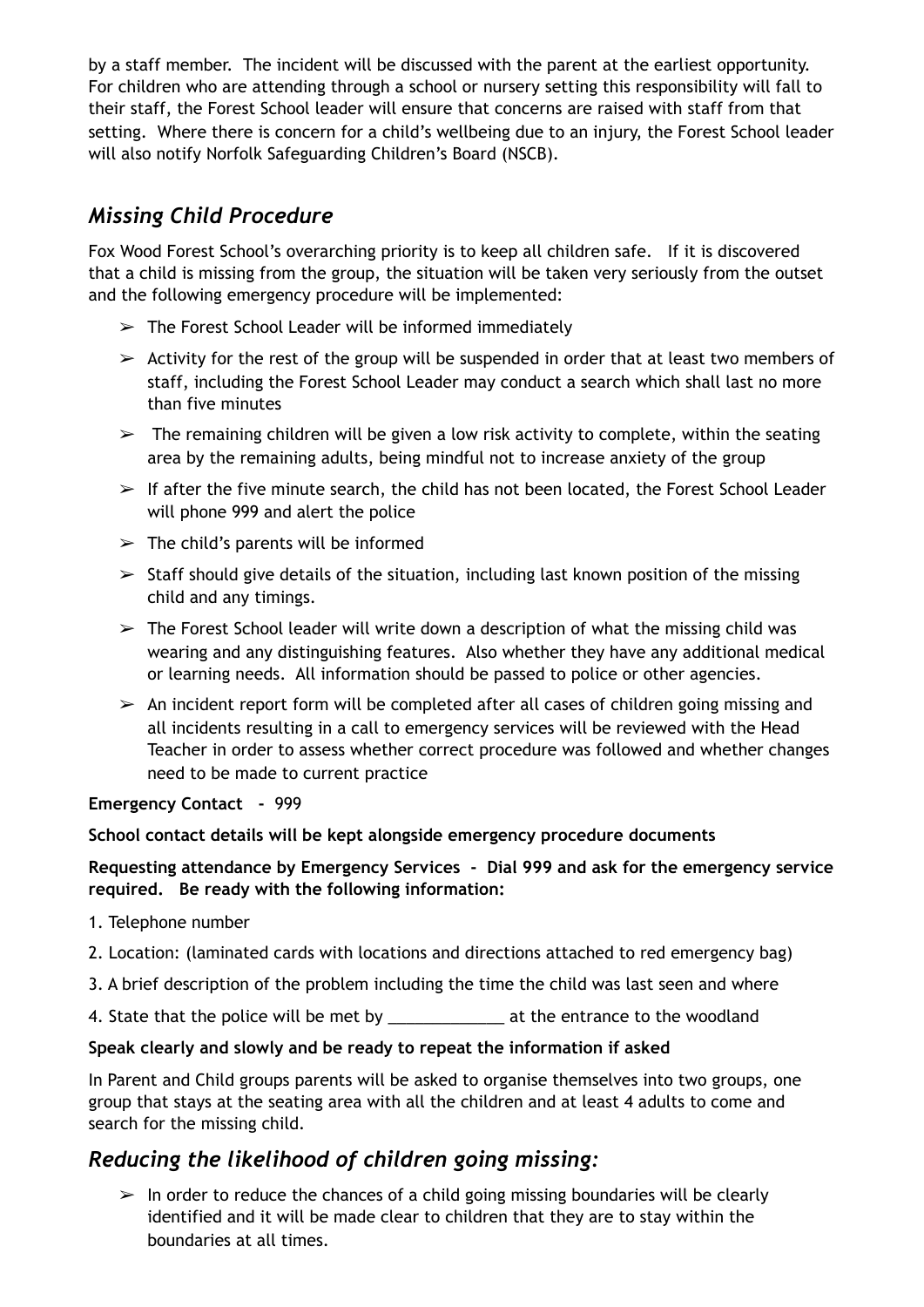by a staff member. The incident will be discussed with the parent at the earliest opportunity. For children who are attending through a school or nursery setting this responsibility will fall to their staff, the Forest School leader will ensure that concerns are raised with staff from that setting. Where there is concern for a child's wellbeing due to an injury, the Forest School leader will also notify Norfolk Safeguarding Children's Board (NSCB).

## *Missing Child Procedure*

Fox Wood Forest School's overarching priority is to keep all children safe. If it is discovered that a child is missing from the group, the situation will be taken very seriously from the outset and the following emergency procedure will be implemented:

- The Forest School Leader will be informed immediately
- Activity for the rest of the group will be suspended in order that at least two members of staff, including the Forest School Leader may conduct a search which shall last no more than five minutes
- The remaining children will be given a low risk activity to complete, within the seating area by the remaining adults, being mindful not to increase anxiety of the group
- If after the five minute search, the child has not been located, the Forest School Leader will phone 999 and alert the police
- The child's parents will be informed
- Staff should give details of the situation, including last known position of the missing child and any timings.
- The Forest School leader will write down a description of what the missing child was wearing and any distinguishing features. Also whether they have any additional medical or learning needs. All information should be passed to police or other agencies.
- An incident report form will be completed after all cases of children going missing and all incidents resulting in a call to emergency services will be reviewed with the Head Teacher in order to assess whether correct procedure was followed and whether changes need to be made to current practice

**Emergency Contact -** 999

**School contact details will be kept alongside emergency procedure documents**

**Requesting attendance by Emergency Services - Dial 999 and ask for the emergency service required. Be ready with the following information:**

1. Telephone number
2. Location: (laminated cards with locations and directions attached to red emergency bag)
3. A brief description of the problem including the time the child was last seen and where
4. State that the police will be met by _____________ at the entrance to the woodland

**Speak clearly and slowly and be ready to repeat the information if asked**

In Parent and Child groups parents will be asked to organise themselves into two groups, one group that stays at the seating area with all the children and at least 4 adults to come and search for the missing child.

## *Reducing the likelihood of children going missing:*

- In order to reduce the chances of a child going missing boundaries will be clearly identified and it will be made clear to children that they are to stay within the boundaries at all times.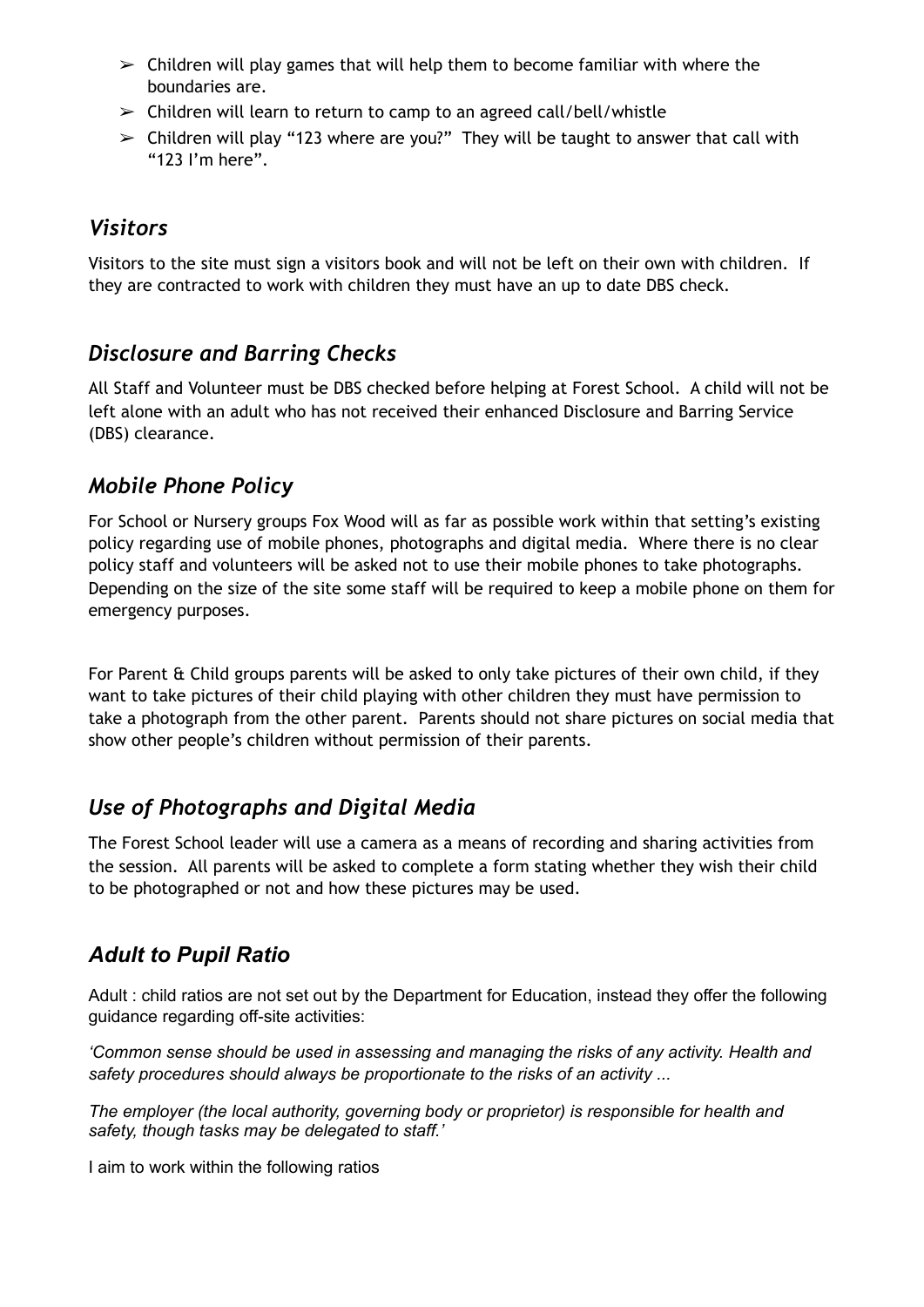- ➢ Children will play games that will help them to become familiar with where the boundaries are.
- ➢ Children will learn to return to camp to an agreed call/bell/whistle
- ➢ Children will play "123 where are you?" They will be taught to answer that call with "123 I'm here".

## *Visitors*

Visitors to the site must sign a visitors book and will not be left on their own with children. If they are contracted to work with children they must have an up to date DBS check.

## *Disclosure and Barring Checks*

All Staff and Volunteer must be DBS checked before helping at Forest School. A child will not be left alone with an adult who has not received their enhanced Disclosure and Barring Service (DBS) clearance.

## *Mobile Phone Policy*

For School or Nursery groups Fox Wood will as far as possible work within that setting's existing policy regarding use of mobile phones, photographs and digital media. Where there is no clear policy staff and volunteers will be asked not to use their mobile phones to take photographs. Depending on the size of the site some staff will be required to keep a mobile phone on them for emergency purposes.

For Parent & Child groups parents will be asked to only take pictures of their own child, if they want to take pictures of their child playing with other children they must have permission to take a photograph from the other parent. Parents should not share pictures on social media that show other people's children without permission of their parents.

## *Use of Photographs and Digital Media*

The Forest School leader will use a camera as a means of recording and sharing activities from the session. All parents will be asked to complete a form stating whether they wish their child to be photographed or not and how these pictures may be used.

## *Adult to Pupil Ratio*

Adult : child ratios are not set out by the Department for Education, instead they offer the following guidance regarding off-site activities:

*'Common sense should be used in assessing and managing the risks of any activity. Health and safety procedures should always be proportionate to the risks of an activity ...*

*The employer (the local authority, governing body or proprietor) is responsible for health and safety, though tasks may be delegated to staff.'*

I aim to work within the following ratios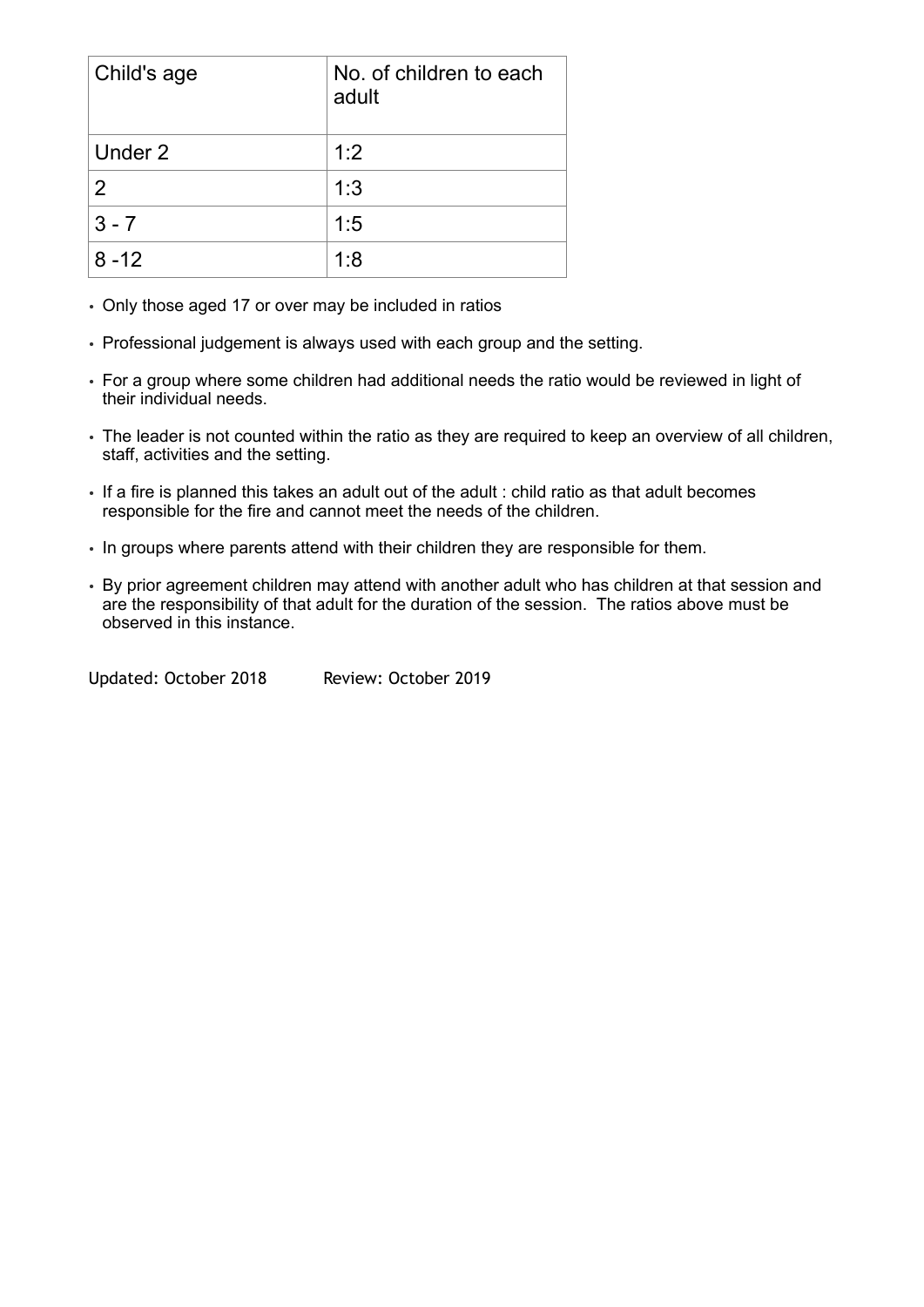| Child's age | No. of children to each adult |
| --- | --- |
| Under 2 | 1:2 |
| 2 | 1:3 |
| 3 - 7 | 1:5 |
| 8 -12 | 1:8 |

- Only those aged 17 or over may be included in ratios
- Professional judgement is always used with each group and the setting.
- For a group where some children had additional needs the ratio would be reviewed in light of their individual needs.
- The leader is not counted within the ratio as they are required to keep an overview of all children, staff, activities and the setting.
- If a fire is planned this takes an adult out of the adult : child ratio as that adult becomes responsible for the fire and cannot meet the needs of the children.
- In groups where parents attend with their children they are responsible for them.
- By prior agreement children may attend with another adult who has children at that session and are the responsibility of that adult for the duration of the session. The ratios above must be observed in this instance.

Updated: October 2018 Review: October 2019